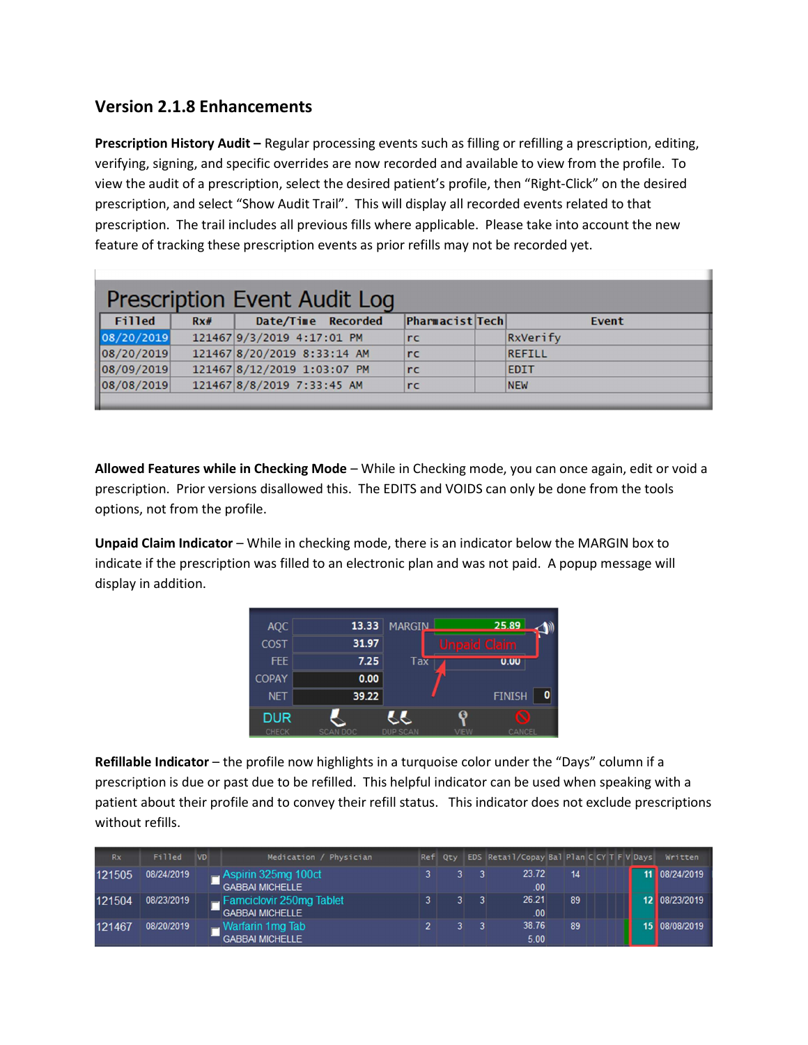## Version 2.1.8 Enhancements

**Prescription History Audit –** Regular processing events such as filling or refilling a prescription, editing, verifying, signing, and specific overrides are now recorded and available to view from the profile. To view the audit of a prescription, select the desired patient's profile, then "Right-Click" on the desired prescription, and select "Show Audit Trail". This will display all recorded events related to that prescription. The trail includes all previous fills where applicable. Please take into account the new feature of tracking these prescription events as prior refills may not be recorded yet.

**Prescription Event Audit Log**

| Filled | Rx# | Date/Time Recorded | Pharmacist | Tech | Event |
|---|---|---|---|---|---|
| 08/20/2019 | 121467 | 9/3/2019 4:17:01 PM | rc | | RxVerify |
| 08/20/2019 | 121467 | 8/20/2019 8:33:14 AM | rc | | REFILL |
| 08/09/2019 | 121467 | 8/12/2019 1:03:07 PM | rc | | EDIT |
| 08/08/2019 | 121467 | 8/8/2019 7:33:45 AM | rc | | NEW |

**Allowed Features while in Checking Mode** – While in Checking mode, you can once again, edit or void a prescription. Prior versions disallowed this. The EDITS and VOIDS can only be done from the tools options, not from the profile.

**Unpaid Claim Indicator** – While in checking mode, there is an indicator below the MARGIN box to indicate if the prescription was filled to an electronic plan and was not paid. A popup message will display in addition.

| | | | |
|---|---|---|---|
| AQC | 13.33 | MARGIN | 25.89 |
| COST | 31.97 | | Unpaid Claim |
| FEE | 7.25 | Tax | 0.00 |
| COPAY | 0.00 | | |
| NET | 39.22 | FINISH | 0 |

DUR CHECK | SCAN DOC | DUP SCAN | VIEW | CANCEL

**Refillable Indicator** – the profile now highlights in a turquoise color under the "Days" column if a prescription is due or past due to be refilled. This helpful indicator can be used when speaking with a patient about their profile and to convey their refill status. This indicator does not exclude prescriptions without refills.

| Rx | Filled | VD | Medication / Physician | Ref | Qty | EDS | Retail/Copay | Bal | Plan | C | CY | T | F | V | Days | Written |
|---|---|---|---|---|---|---|---|---|---|---|---|---|---|---|---|---|
| 121505 | 08/24/2019 | | Aspirin 325mg 100ct<br>GABBAI MICHELLE | 3 | 3 | 3 | 23.72<br>.00 | | 14 | | | | | | 11 | 08/24/2019 |
| 121504 | 08/23/2019 | | Famciclovir 250mg Tablet<br>GABBAI MICHELLE | 3 | 3 | 3 | 26.21<br>.00 | | 89 | | | | | | 12 | 08/23/2019 |
| 121467 | 08/20/2019 | | Warfarin 1mg Tab<br>GABBAI MICHELLE | 2 | 3 | 3 | 38.76<br>5.00 | | 89 | | | | | | 15 | 08/08/2019 |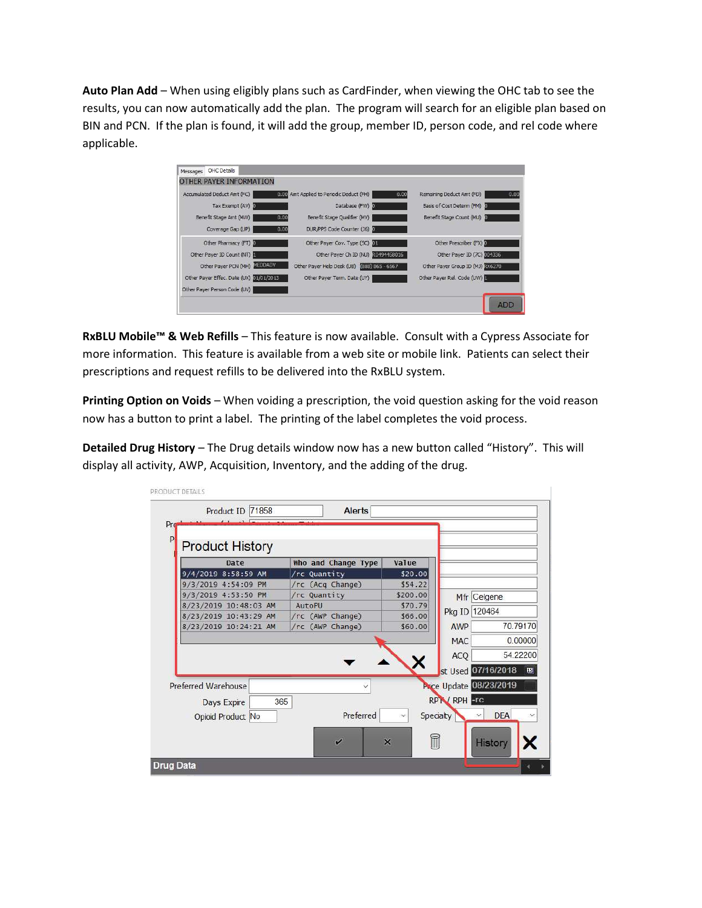**Auto Plan Add** – When using eligibly plans such as CardFinder, when viewing the OHC tab to see the results, you can now automatically add the plan. The program will search for an eligible plan based on BIN and PCN. If the plan is found, it will add the group, member ID, person code, and rel code where applicable.

**RxBLU Mobile™ & Web Refills** – This feature is now available. Consult with a Cypress Associate for more information. This feature is available from a web site or mobile link. Patients can select their prescriptions and request refills to be delivered into the RxBLU system.

**Printing Option on Voids** – When voiding a prescription, the void question asking for the void reason now has a button to print a label. The printing of the label completes the void process.

**Detailed Drug History** – The Drug details window now has a new button called "History". This will display all activity, AWP, Acquisition, Inventory, and the adding of the drug.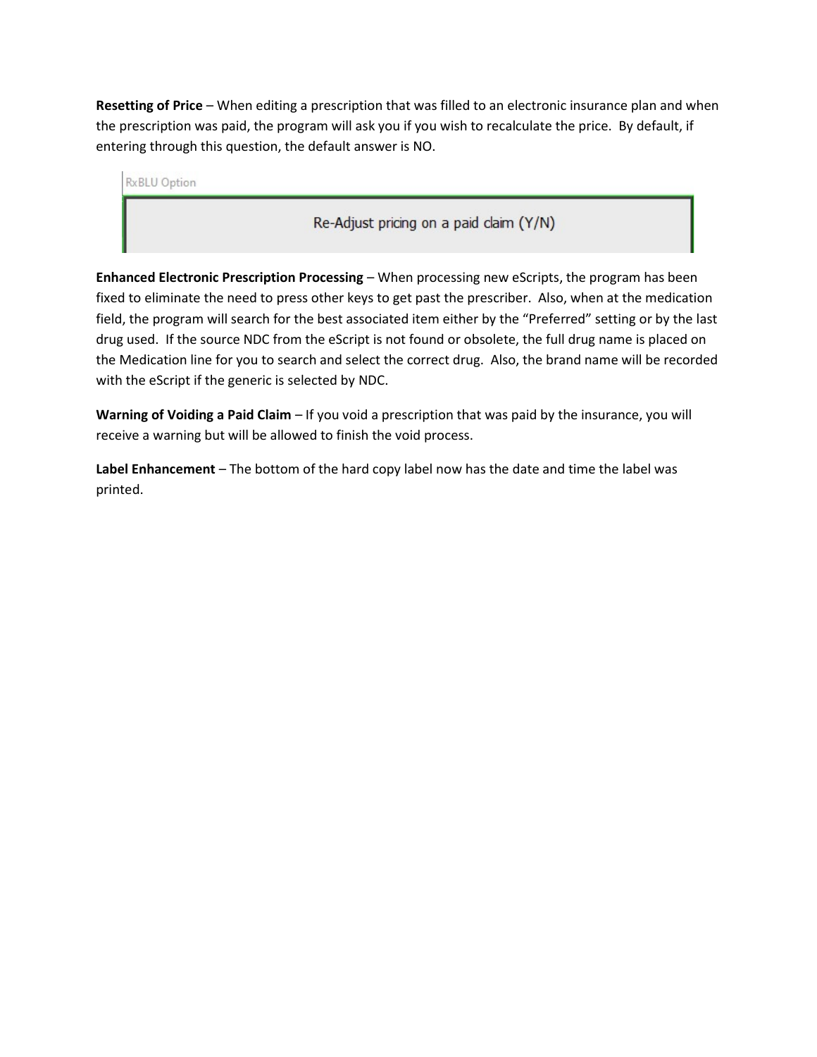**Resetting of Price** – When editing a prescription that was filled to an electronic insurance plan and when the prescription was paid, the program will ask you if you wish to recalculate the price. By default, if entering through this question, the default answer is NO.

RxBLU Option

Re-Adjust pricing on a paid claim (Y/N)

**Enhanced Electronic Prescription Processing** – When processing new eScripts, the program has been fixed to eliminate the need to press other keys to get past the prescriber. Also, when at the medication field, the program will search for the best associated item either by the "Preferred" setting or by the last drug used. If the source NDC from the eScript is not found or obsolete, the full drug name is placed on the Medication line for you to search and select the correct drug. Also, the brand name will be recorded with the eScript if the generic is selected by NDC.

**Warning of Voiding a Paid Claim** – If you void a prescription that was paid by the insurance, you will receive a warning but will be allowed to finish the void process.

**Label Enhancement** – The bottom of the hard copy label now has the date and time the label was printed.